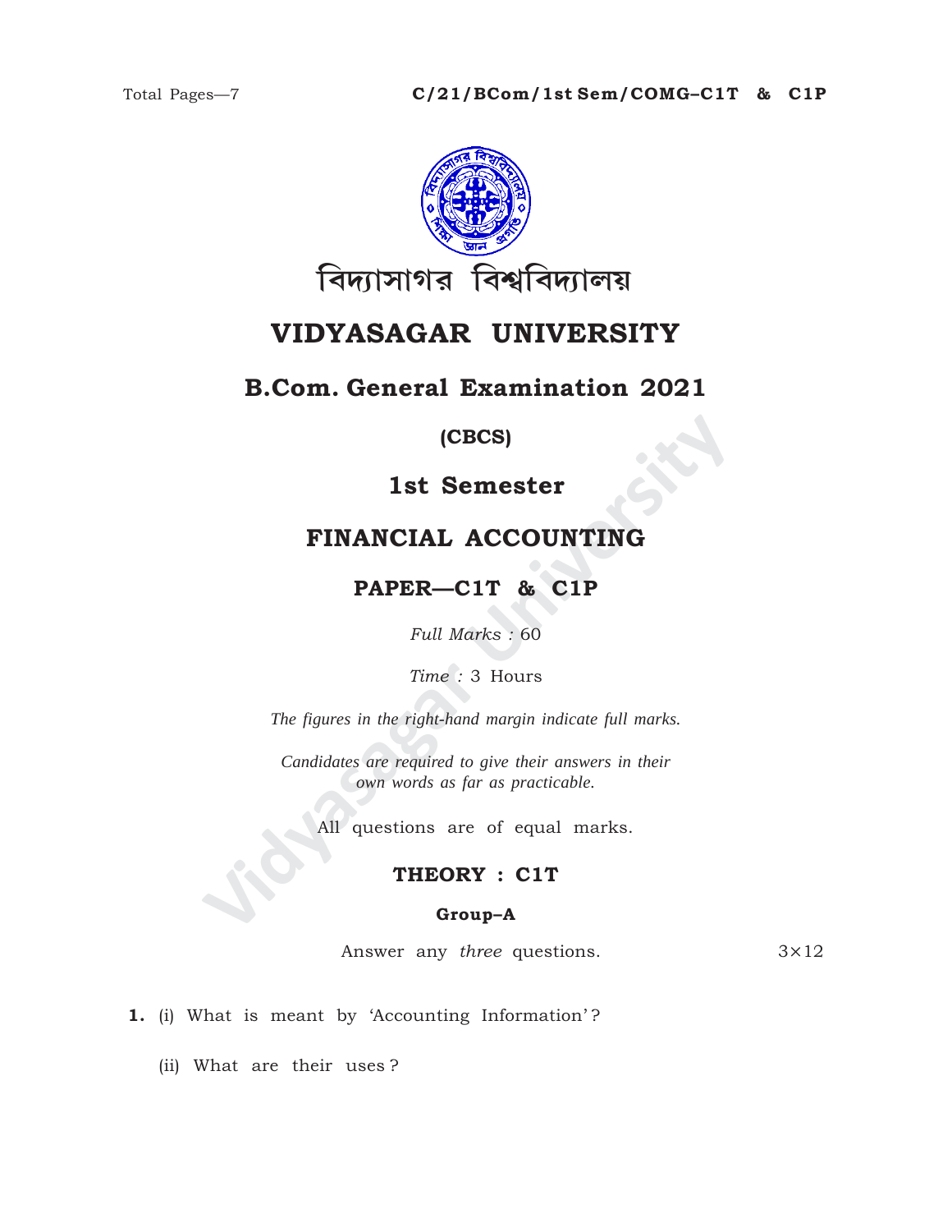C/21/BCom/1st Sem/COMG–C1T & C1P

বিদ্যাসাগর বিশ্ববিদ্যালয়

# VIDYASAGAR UNIVERSITY

## B.Com. General Examination 2021

**(CBCS)**

## 1st Semester

## FINANCIAL ACCOUNTING

### PAPER—C1T & C1P

*Full Marks :* 60

*Time :* 3 Hours

*The figures in the right-hand margin indicate full marks.*

*Candidates are required to give their answers in their own words as far as practicable.*

All questions are of equal marks.

### THEORY : C1T

#### Group–A

Answer any *three* questions. 3×12

**1.** (i) What is meant by 'Accounting Information'?

(ii) What are their uses?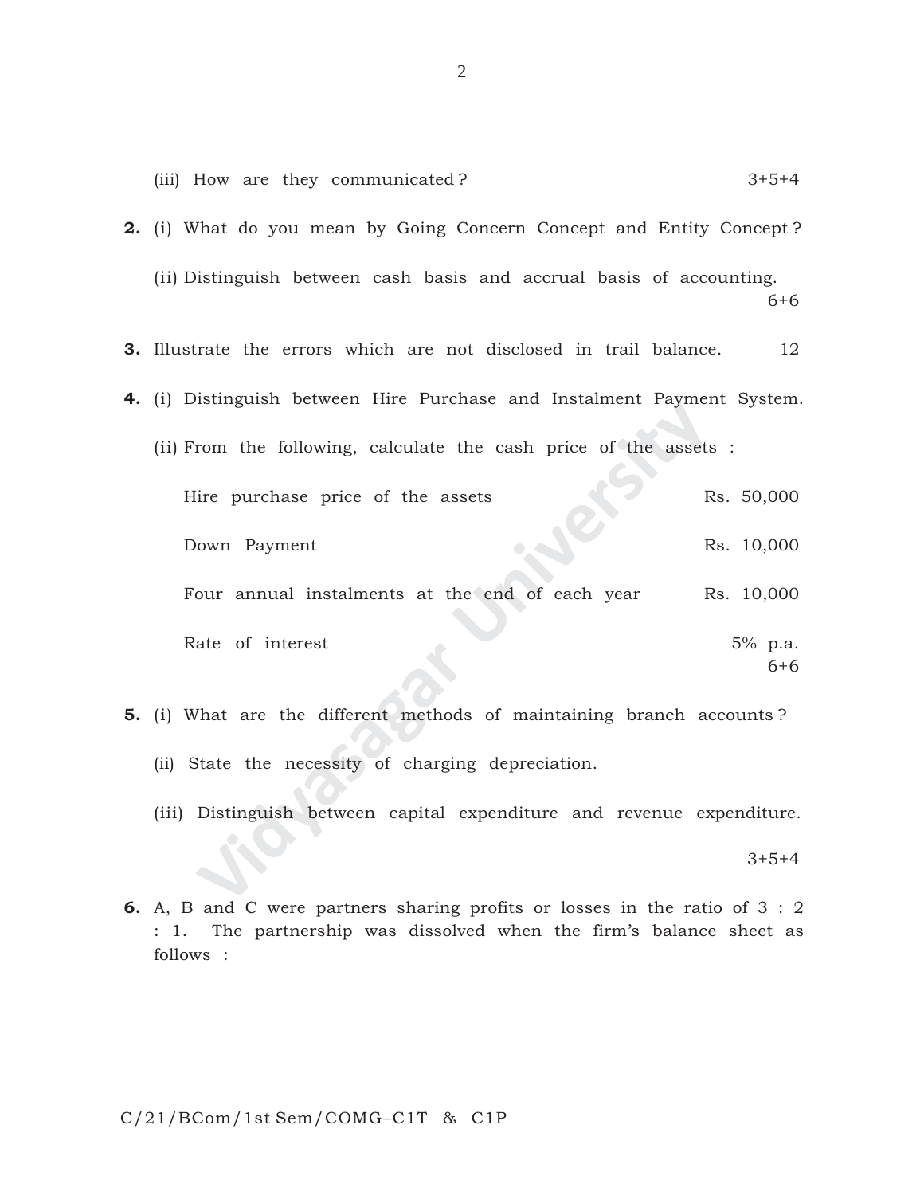(iii) How are they communicated? 3+5+4

**2.** (i) What do you mean by Going Concern Concept and Entity Concept?

(ii) Distinguish between cash basis and accrual basis of accounting. 6+6

**3.** Illustrate the errors which are not disclosed in trail balance. 12

**4.** (i) Distinguish between Hire Purchase and Instalment Payment System.

(ii) From the following, calculate the cash price of the assets :

| | |
|---|---|
| Hire purchase price of the assets | Rs. 50,000 |
| Down Payment | Rs. 10,000 |
| Four annual instalments at the end of each year | Rs. 10,000 |
| Rate of interest | 5% p.a. |

6+6

**5.** (i) What are the different methods of maintaining branch accounts?

(ii) State the necessity of charging depreciation.

(iii) Distinguish between capital expenditure and revenue expenditure.

3+5+4

**6.** A, B and C were partners sharing profits or losses in the ratio of 3 : 2 : 1. The partnership was dissolved when the firm's balance sheet as follows :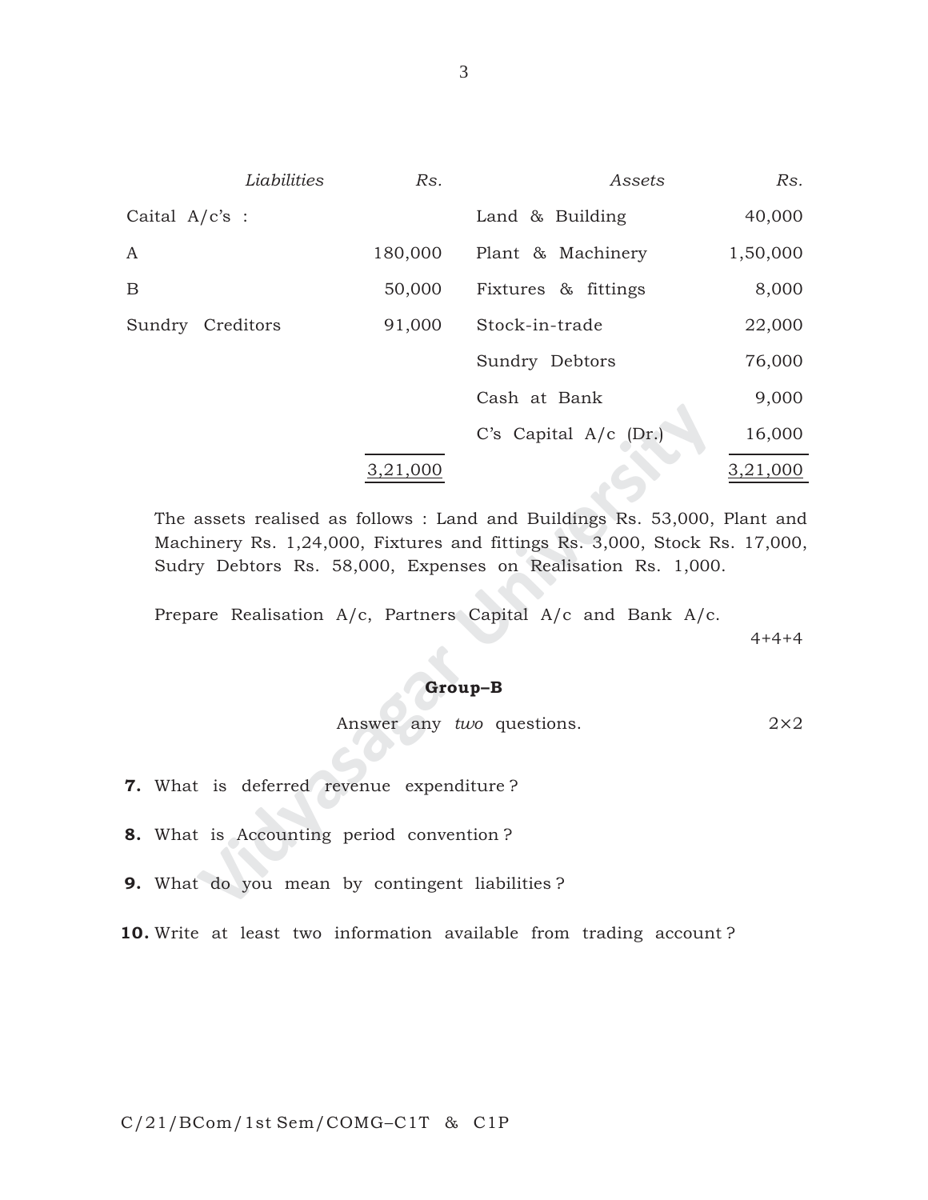| Liabilities | Rs. | Assets | Rs. |
|---|---|---|---|
| Caital A/c's : | | Land & Building | 40,000 |
| A | 180,000 | Plant & Machinery | 1,50,000 |
| B | 50,000 | Fixtures & fittings | 8,000 |
| Sundry Creditors | 91,000 | Stock-in-trade | 22,000 |
| | | Sundry Debtors | 76,000 |
| | | Cash at Bank | 9,000 |
| | | C's Capital A/c (Dr.) | 16,000 |
| | 3,21,000 | | 3,21,000 |

The assets realised as follows : Land and Buildings Rs. 53,000, Plant and Machinery Rs. 1,24,000, Fixtures and fittings Rs. 3,000, Stock Rs. 17,000, Sudry Debtors Rs. 58,000, Expenses on Realisation Rs. 1,000.

Prepare Realisation A/c, Partners Capital A/c and Bank A/c.

4+4+4

## Group–B

Answer any *two* questions. 2×2

**7.** What is deferred revenue expenditure ?

**8.** What is Accounting period convention ?

**9.** What do you mean by contingent liabilities ?

**10.** Write at least two information available from trading account ?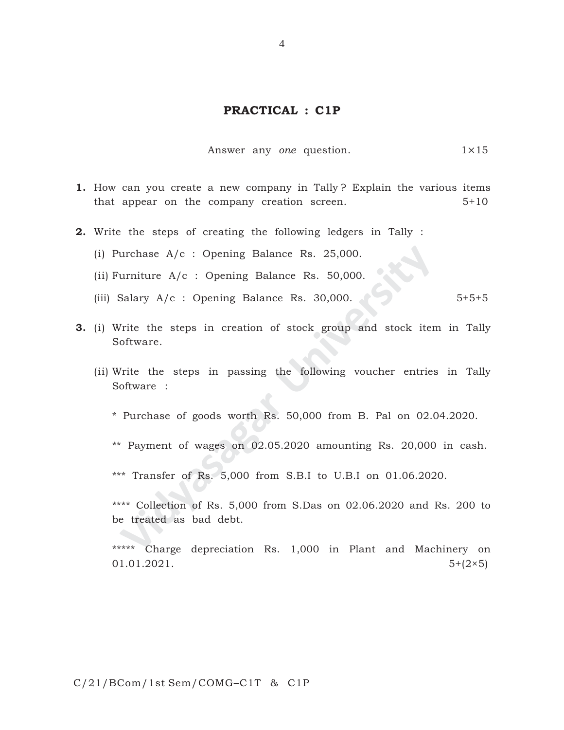## PRACTICAL : C1P

Answer any *one* question. 1×15

**1.** How can you create a new company in Tally ? Explain the various items that appear on the company creation screen. 5+10

**2.** Write the steps of creating the following ledgers in Tally :

(i) Purchase A/c : Opening Balance Rs. 25,000.

(ii) Furniture A/c : Opening Balance Rs. 50,000.

(iii) Salary A/c : Opening Balance Rs. 30,000. 5+5+5

**3.** (i) Write the steps in creation of stock group and stock item in Tally Software.

(ii) Write the steps in passing the following voucher entries in Tally Software :

* Purchase of goods worth Rs. 50,000 from B. Pal on 02.04.2020.

** Payment of wages on 02.05.2020 amounting Rs. 20,000 in cash.

*** Transfer of Rs. 5,000 from S.B.I to U.B.I on 01.06.2020.

**** Collection of Rs. 5,000 from S.Das on 02.06.2020 and Rs. 200 to be treated as bad debt.

***** Charge depreciation Rs. 1,000 in Plant and Machinery on 01.01.2021. 5+(2×5)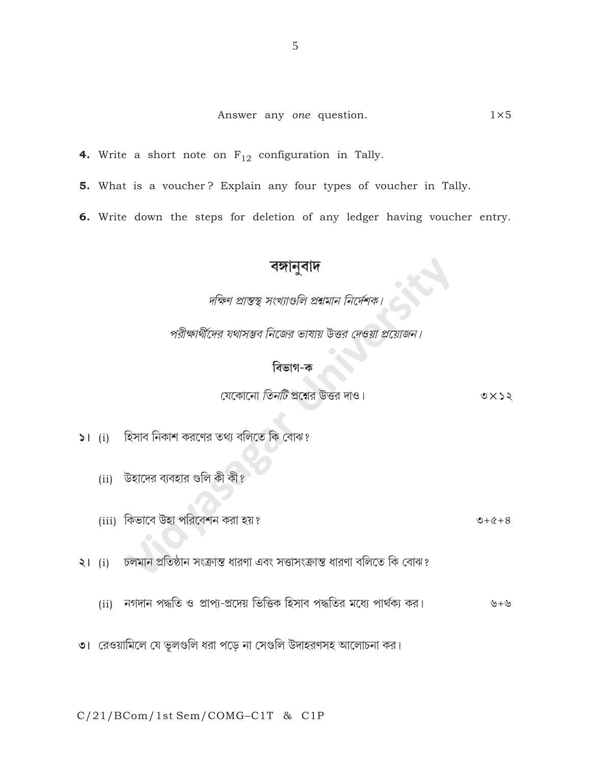Answer any *one* question. 1×5

**4.** Write a short note on $F_{12}$ configuration in Tally.

**5.** What is a voucher? Explain any four types of voucher in Tally.

**6.** Write down the steps for deletion of any ledger having voucher entry.

## বঙ্গানুবাদ

*দক্ষিণ প্রান্তস্থ সংখ্যাগুলি প্রশ্নমান নির্দেশক।*

*পরীক্ষার্থীদের যথাসম্ভব নিজের ভাষায় উত্তর দেওয়া প্রয়োজন।*

### বিভাগ-ক

যেকোনো *তিনটি* প্রশ্নের উত্তর দাও। ৩×১২

১। (i) হিসাব নিকাশ করণের তথ্য বলিতে কি বোঝ?

(ii) উহাদের ব্যবহার গুলি কী কী?

(iii) কিভাবে উহা পরিবেশন করা হয়? ৩+৫+৪

২। (i) চলমান প্রতিষ্ঠান সংক্রান্ত ধারণা এবং সত্তাসংক্রান্ত ধারণা বলিতে কি বোঝ?

(ii) নগদান পদ্ধতি ও প্রাপ্য-প্রদেয় ভিত্তিক হিসাব পদ্ধতির মধ্যে পার্থক্য কর। ৬+৬

৩। রেওয়ামিলে যে ভূলগুলি ধরা পড়ে না সেগুলি উদাহরণসহ আলোচনা কর।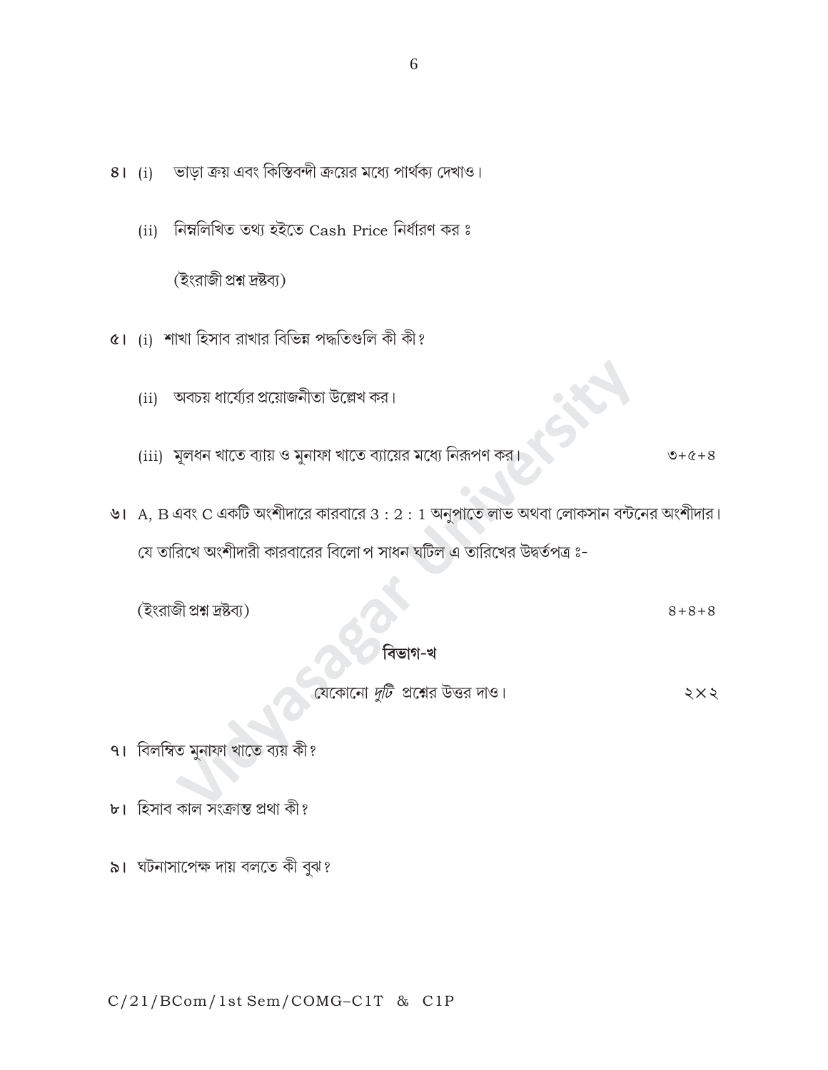৪। (i) ভাড়া ক্রয় এবং কিস্তিবন্দী ক্রয়ের মধ্যে পার্থক্য দেখাও।

(ii) নিম্নলিখিত তথ্য হইতে Cash Price নির্ধারণ কর ঃ

(ইংরাজী প্রশ্ন দ্রষ্টব্য)

৫। (i) শাখা হিসাব রাখার বিভিন্ন পদ্ধতিগুলি কী কী?

(ii) অবচয় ধার্য্যের প্রয়োজনীতা উল্লেখ কর।

(iii) মূলধন খাতে ব্যায় ও মুনাফা খাতে ব্যায়ের মধ্যে নিরূপণ কর। ৩+৫+৪

৬। A, B এবং C একটি অংশীদারে কারবারে 3 : 2 : 1 অনুপাতে লাভ অথবা লোকসান বন্টনের অংশীদার। যে তারিখে অংশীদারী কারবারের বিলোপ সাধন ঘটিল এ তারিখের উদ্বর্তপত্র ঃ-

(ইংরাজী প্রশ্ন দ্রষ্টব্য) ৪+৪+৪

## বিভাগ-খ

যেকোনো *দুটি* প্রশ্নের উত্তর দাও। ২×২

৭। বিলম্বিত মুনাফা খাতে ব্যয় কী?

৮। হিসাব কাল সংক্রান্ত প্রথা কী?

৯। ঘটনাসাপেক্ষ দায় বলতে কী বুঝ?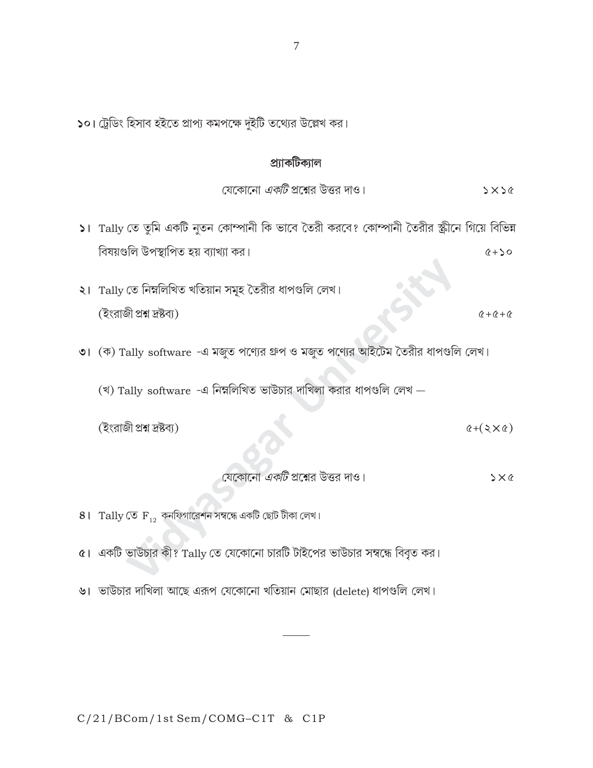১০। ট্রেডিং হিসাব হইতে প্রাপ্য কমপক্ষে দুইটি তথ্যের উল্লেখ কর।

## প্র্যাকটিক্যাল

যেকোনো *একটি* প্রশ্নের উত্তর দাও। ১×১৫

১। Tally তে তুমি একটি নুতন কোম্পানী কি ভাবে তৈরী করবে? কোম্পানী তৈরীর স্ক্রীনে গিয়ে বিভিন্ন বিষয়গুলি উপস্থাপিত হয় ব্যাখ্যা কর। ৫+১০

২। Tally তে নিম্নলিখিত খতিয়ান সমূহ তৈরীর ধাপগুলি লেখ।
(ইংরাজী প্রশ্ন দ্রষ্টব্য) ৫+৫+৫

৩। (ক) Tally software -এ মজুত পণ্যের গ্রুপ ও মজুত পণ্যের আইটেম তৈরীর ধাপগুলি লেখ।

(খ) Tally software -এ নিম্নলিখিত ভাউচার দাখিলা করার ধাপগুলি লেখ —

(ইংরাজী প্রশ্ন দ্রষ্টব্য) ৫+(২×৫)

যেকোনো *একটি* প্রশ্নের উত্তর দাও। ১×৫

৪। Tally তে $F_{12}$ কনফিগারেশন সম্বন্ধে একটি ছোট টীকা লেখ।

৫। একটি ভাউচার কী? Tally তে যেকোনো চারটি টাইপের ভাউচার সম্বন্ধে বিবৃত কর।

৬। ভাউচার দাখিলা আছে এরূপ যেকোনো খতিয়ান মোছার (delete) ধাপগুলি লেখ।